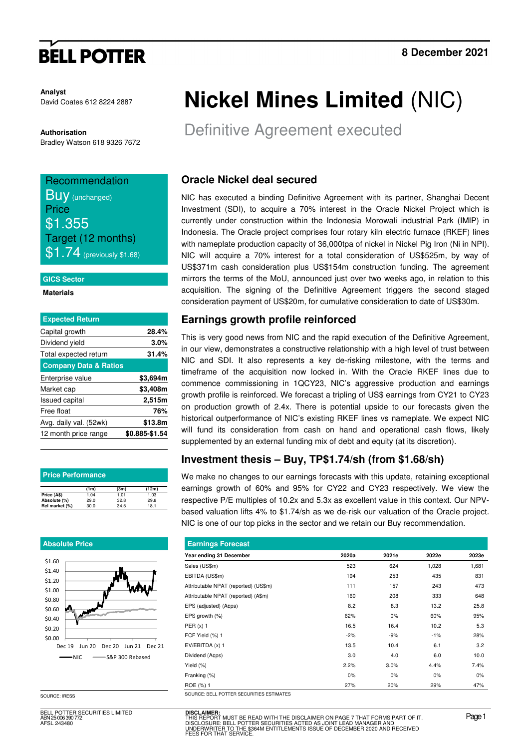**BELL POTTER**

8 December 2021

**Analyst**
David Coates 612 8224 2887

**Authorisation**
Bradley Watson 618 9326 7672

# Nickel Mines Limited (NIC)

## Definitive Agreement executed

**Recommendation**
Buy (unchanged)
**Price**
$1.355
**Target (12 months)**
$1.74 (previously $1.68)

**GICS Sector**
Materials

| Expected Return | |
|---|---|
| Capital growth | 28.4% |
| Dividend yield | 3.0% |
| Total expected return | 31.4% |
| **Company Data & Ratios** | |
| Enterprise value | $3,694m |
| Market cap | $3,408m |
| Issued capital | 2,515m |
| Free float | 76% |
| Avg. daily val. (52wk) | $13.8m |
| 12 month price range | $0.885-$1.54 |

**Price Performance**

| | (1m) | (3m) | (12m) |
|---|---|---|---|
| Price (A$) | 1.04 | 1.01 | 1.03 |
| Absolute (%) | 29.0 | 32.8 | 29.8 |
| Rel market (%) | 30.0 | 34.5 | 18.1 |

**Absolute Price**

SOURCE: IRESS

### Oracle Nickel deal secured

NIC has executed a binding Definitive Agreement with its partner, Shanghai Decent Investment (SDI), to acquire a 70% interest in the Oracle Nickel Project which is currently under construction within the Indonesia Morowali industrial Park (IMIP) in Indonesia. The Oracle project comprises four rotary kiln electric furnace (RKEF) lines with nameplate production capacity of 36,000tpa of nickel in Nickel Pig Iron (Ni in NPI). NIC will acquire a 70% interest for a total consideration of US$525m, by way of US$371m cash consideration plus US$154m construction funding. The agreement mirrors the terms of the MoU, announced just over two weeks ago, in relation to this acquisition. The signing of the Definitive Agreement triggers the second staged consideration payment of US$20m, for cumulative consideration to date of US$30m.

### Earnings growth profile reinforced

This is very good news from NIC and the rapid execution of the Definitive Agreement, in our view, demonstrates a constructive relationship with a high level of trust between NIC and SDI. It also represents a key de-risking milestone, with the terms and timeframe of the acquisition now locked in. With the Oracle RKEF lines due to commence commissioning in 1QCY23, NIC's aggressive production and earnings growth profile is reinforced. We forecast a tripling of US$ earnings from CY21 to CY23 on production growth of 2.4x. There is potential upside to our forecasts given the historical outperformance of NIC's existing RKEF lines vs nameplate. We expect NIC will fund its consideration from cash on hand and operational cash flows, likely supplemented by an external funding mix of debt and equity (at its discretion).

### Investment thesis – Buy, TP$1.74/sh (from $1.68/sh)

We make no changes to our earnings forecasts with this update, retaining exceptional earnings growth of 60% and 95% for CY22 and CY23 respectively. We view the respective P/E multiples of 10.2x and 5.3x as excellent value in this context. Our NPV-based valuation lifts 4% to $1.74/sh as we de-risk our valuation of the Oracle project. NIC is one of our top picks in the sector and we retain our Buy recommendation.

**Earnings Forecast**

| Year ending 31 December | 2020a | 2021e | 2022e | 2023e |
|---|---|---|---|---|
| Sales (US$m) | 523 | 624 | 1,028 | 1,681 |
| EBITDA (US$m) | 194 | 253 | 435 | 831 |
| Attributable NPAT (reported) (US$m) | 111 | 157 | 243 | 473 |
| Attributable NPAT (reported) (A$m) | 160 | 208 | 333 | 648 |
| EPS (adjusted) (A¢ps) | 8.2 | 8.3 | 13.2 | 25.8 |
| EPS growth (%) | 62% | 0% | 60% | 95% |
| PER (x) 1 | 16.5 | 16.4 | 10.2 | 5.3 |
| FCF Yield (%) 1 | -2% | -9% | -1% | 28% |
| EV/EBITDA (x) 1 | 13.5 | 10.4 | 6.1 | 3.2 |
| Dividend (A¢ps) | 3.0 | 4.0 | 6.0 | 10.0 |
| Yield (%) | 2.2% | 3.0% | 4.4% | 7.4% |
| Franking (%) | 0% | 0% | 0% | 0% |
| ROE (%) 1 | 27% | 20% | 29% | 47% |

SOURCE: BELL POTTER SECURITIES ESTIMATES

BELL POTTER SECURITIES LIMITED
ABN 25 006 390 772
AFSL 243480

**DISCLAIMER:**
THIS REPORT MUST BE READ WITH THE DISCLAIMER ON PAGE 7 THAT FORMS PART OF IT.
DISCLOSURE: BELL POTTER SECURITIES ACTED AS JOINT LEAD MANAGER AND UNDERWRITER TO THE $364M ENTITLEMENTS ISSUE OF DECEMBER 2020 AND RECEIVED FEES FOR THAT SERVICE.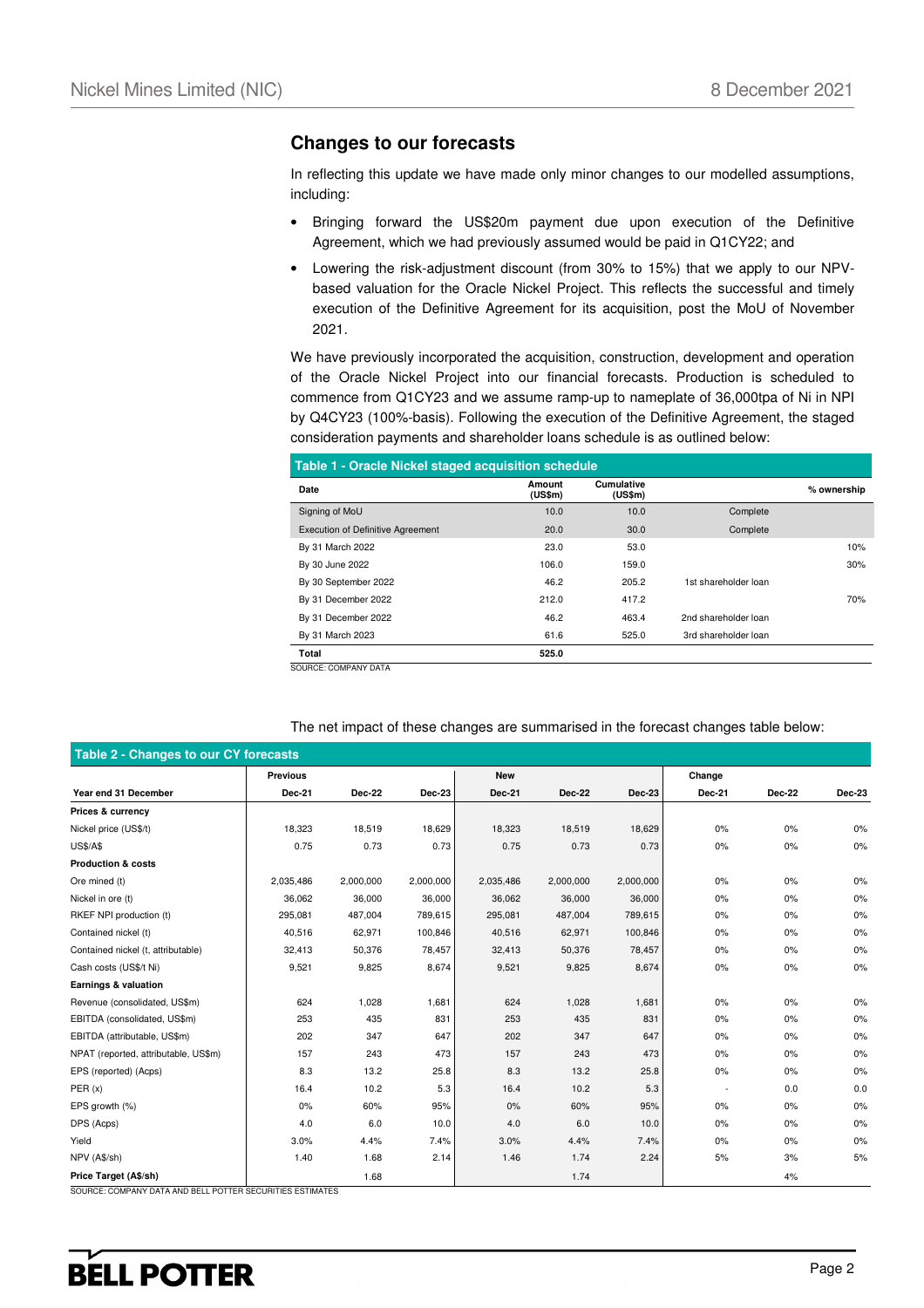## Changes to our forecasts

In reflecting this update we have made only minor changes to our modelled assumptions, including:

- Bringing forward the US$20m payment due upon execution of the Definitive Agreement, which we had previously assumed would be paid in Q1CY22; and
- Lowering the risk-adjustment discount (from 30% to 15%) that we apply to our NPV-based valuation for the Oracle Nickel Project. This reflects the successful and timely execution of the Definitive Agreement for its acquisition, post the MoU of November 2021.

We have previously incorporated the acquisition, construction, development and operation of the Oracle Nickel Project into our financial forecasts. Production is scheduled to commence from Q1CY23 and we assume ramp-up to nameplate of 36,000tpa of Ni in NPI by Q4CY23 (100%-basis). Following the execution of the Definitive Agreement, the staged consideration payments and shareholder loans schedule is as outlined below:

**Table 1 - Oracle Nickel staged acquisition schedule**

| Date | Amount (US$m) | Cumulative (US$m) | | % ownership |
|---|---|---|---|---|
| Signing of MoU | 10.0 | 10.0 | Complete | |
| Execution of Definitive Agreement | 20.0 | 30.0 | Complete | |
| By 31 March 2022 | 23.0 | 53.0 | | 10% |
| By 30 June 2022 | 106.0 | 159.0 | | 30% |
| By 30 September 2022 | 46.2 | 205.2 | 1st shareholder loan | |
| By 31 December 2022 | 212.0 | 417.2 | | 70% |
| By 31 December 2022 | 46.2 | 463.4 | 2nd shareholder loan | |
| By 31 March 2023 | 61.6 | 525.0 | 3rd shareholder loan | |
| **Total** | **525.0** | | | |

SOURCE: COMPANY DATA

The net impact of these changes are summarised in the forecast changes table below:

**Table 2 - Changes to our CY forecasts**

| | Previous | | | New | | | Change | | |
|---|---|---|---|---|---|---|---|---|---|
| **Year end 31 December** | **Dec-21** | **Dec-22** | **Dec-23** | **Dec-21** | **Dec-22** | **Dec-23** | **Dec-21** | **Dec-22** | **Dec-23** |
| **Prices & currency** | | | | | | | | | |
| Nickel price (US$/t) | 18,323 | 18,519 | 18,629 | 18,323 | 18,519 | 18,629 | 0% | 0% | 0% |
| US$/A$ | 0.75 | 0.73 | 0.73 | 0.75 | 0.73 | 0.73 | 0% | 0% | 0% |
| **Production & costs** | | | | | | | | | |
| Ore mined (t) | 2,035,486 | 2,000,000 | 2,000,000 | 2,035,486 | 2,000,000 | 2,000,000 | 0% | 0% | 0% |
| Nickel in ore (t) | 36,062 | 36,000 | 36,000 | 36,062 | 36,000 | 36,000 | 0% | 0% | 0% |
| RKEF NPI production (t) | 295,081 | 487,004 | 789,615 | 295,081 | 487,004 | 789,615 | 0% | 0% | 0% |
| Contained nickel (t) | 40,516 | 62,971 | 100,846 | 40,516 | 62,971 | 100,846 | 0% | 0% | 0% |
| Contained nickel (t, attributable) | 32,413 | 50,376 | 78,457 | 32,413 | 50,376 | 78,457 | 0% | 0% | 0% |
| Cash costs (US$/t Ni) | 9,521 | 9,825 | 8,674 | 9,521 | 9,825 | 8,674 | 0% | 0% | 0% |
| **Earnings & valuation** | | | | | | | | | |
| Revenue (consolidated, US$m) | 624 | 1,028 | 1,681 | 624 | 1,028 | 1,681 | 0% | 0% | 0% |
| EBITDA (consolidated, US$m) | 253 | 435 | 831 | 253 | 435 | 831 | 0% | 0% | 0% |
| EBITDA (attributable, US$m) | 202 | 347 | 647 | 202 | 347 | 647 | 0% | 0% | 0% |
| NPAT (reported, attributable, US$m) | 157 | 243 | 473 | 157 | 243 | 473 | 0% | 0% | 0% |
| EPS (reported) (Acps) | 8.3 | 13.2 | 25.8 | 8.3 | 13.2 | 25.8 | 0% | 0% | 0% |
| PER (x) | 16.4 | 10.2 | 5.3 | 16.4 | 10.2 | 5.3 | - | 0.0 | 0.0 |
| EPS growth (%) | 0% | 60% | 95% | 0% | 60% | 95% | 0% | 0% | 0% |
| DPS (Acps) | 4.0 | 6.0 | 10.0 | 4.0 | 6.0 | 10.0 | 0% | 0% | 0% |
| Yield | 3.0% | 4.4% | 7.4% | 3.0% | 4.4% | 7.4% | 0% | 0% | 0% |
| NPV (A$/sh) | 1.40 | 1.68 | 2.14 | 1.46 | 1.74 | 2.24 | 5% | 3% | 5% |
| **Price Target (A$/sh)** | | 1.68 | | | 1.74 | | | 4% | |

SOURCE: COMPANY DATA AND BELL POTTER SECURITIES ESTIMATES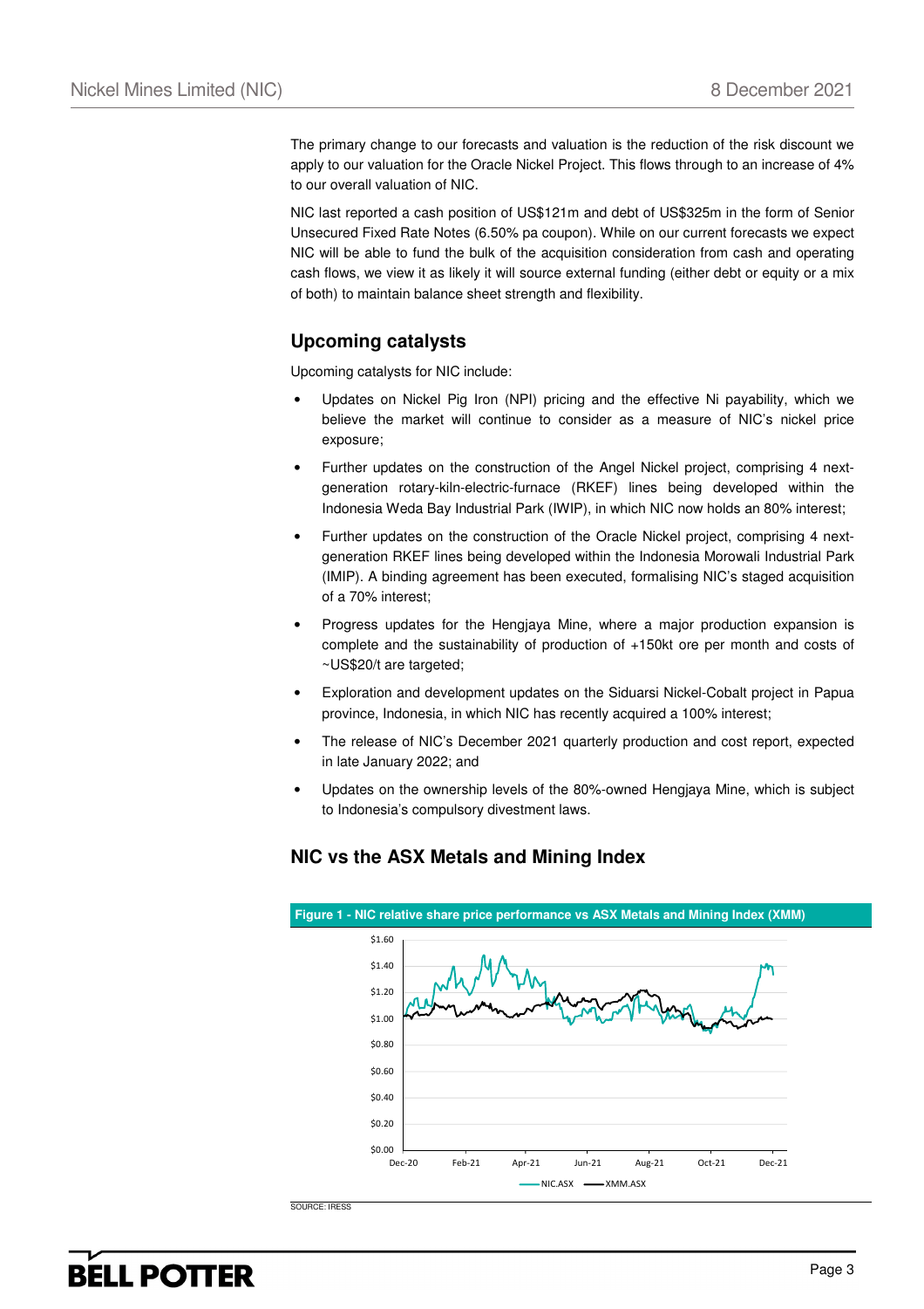The primary change to our forecasts and valuation is the reduction of the risk discount we apply to our valuation for the Oracle Nickel Project. This flows through to an increase of 4% to our overall valuation of NIC.

NIC last reported a cash position of US$121m and debt of US$325m in the form of Senior Unsecured Fixed Rate Notes (6.50% pa coupon). While on our current forecasts we expect NIC will be able to fund the bulk of the acquisition consideration from cash and operating cash flows, we view it as likely it will source external funding (either debt or equity or a mix of both) to maintain balance sheet strength and flexibility.

## Upcoming catalysts

Upcoming catalysts for NIC include:

- Updates on Nickel Pig Iron (NPI) pricing and the effective Ni payability, which we believe the market will continue to consider as a measure of NIC's nickel price exposure;
- Further updates on the construction of the Angel Nickel project, comprising 4 next-generation rotary-kiln-electric-furnace (RKEF) lines being developed within the Indonesia Weda Bay Industrial Park (IWIP), in which NIC now holds an 80% interest;
- Further updates on the construction of the Oracle Nickel project, comprising 4 next-generation RKEF lines being developed within the Indonesia Morowali Industrial Park (IMIP). A binding agreement has been executed, formalising NIC's staged acquisition of a 70% interest;
- Progress updates for the Hengjaya Mine, where a major production expansion is complete and the sustainability of production of +150kt ore per month and costs of ~US$20/t are targeted;
- Exploration and development updates on the Siduarsi Nickel-Cobalt project in Papua province, Indonesia, in which NIC has recently acquired a 100% interest;
- The release of NIC's December 2021 quarterly production and cost report, expected in late January 2022; and
- Updates on the ownership levels of the 80%-owned Hengjaya Mine, which is subject to Indonesia's compulsory divestment laws.

## NIC vs the ASX Metals and Mining Index

**Figure 1 - NIC relative share price performance vs ASX Metals and Mining Index (XMM)**

SOURCE: IRESS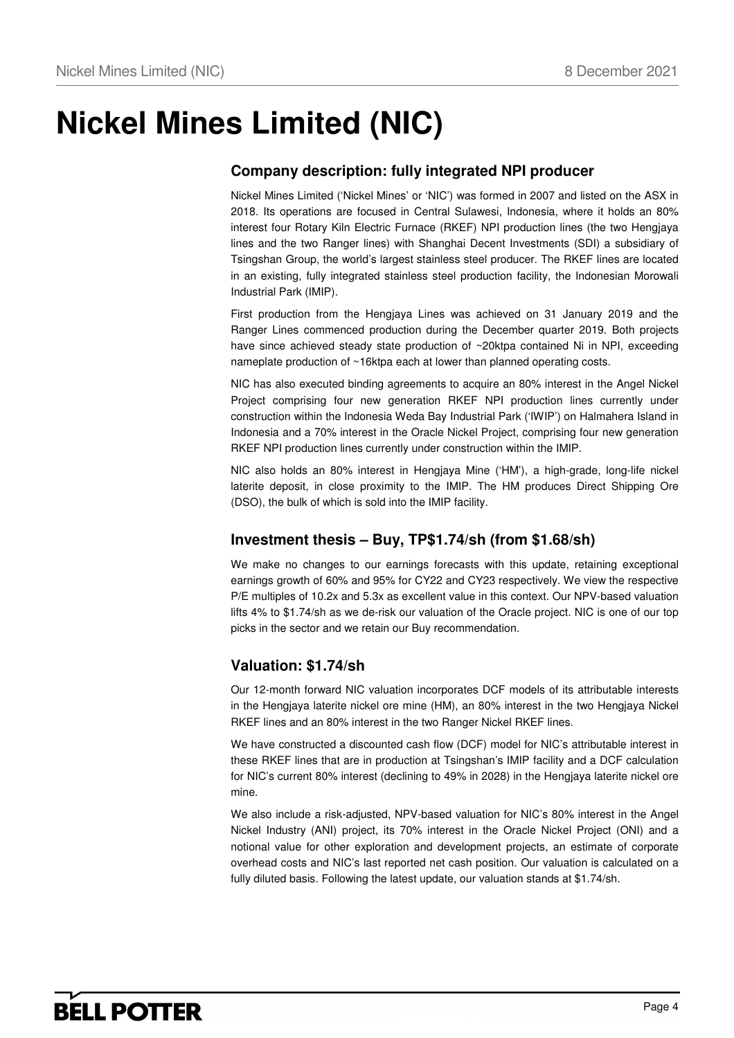# Nickel Mines Limited (NIC)

## Company description: fully integrated NPI producer

Nickel Mines Limited ('Nickel Mines' or 'NIC') was formed in 2007 and listed on the ASX in 2018. Its operations are focused in Central Sulawesi, Indonesia, where it holds an 80% interest four Rotary Kiln Electric Furnace (RKEF) NPI production lines (the two Hengjaya lines and the two Ranger lines) with Shanghai Decent Investments (SDI) a subsidiary of Tsingshan Group, the world's largest stainless steel producer. The RKEF lines are located in an existing, fully integrated stainless steel production facility, the Indonesian Morowali Industrial Park (IMIP).

First production from the Hengjaya Lines was achieved on 31 January 2019 and the Ranger Lines commenced production during the December quarter 2019. Both projects have since achieved steady state production of ~20ktpa contained Ni in NPI, exceeding nameplate production of ~16ktpa each at lower than planned operating costs.

NIC has also executed binding agreements to acquire an 80% interest in the Angel Nickel Project comprising four new generation RKEF NPI production lines currently under construction within the Indonesia Weda Bay Industrial Park ('IWIP') on Halmahera Island in Indonesia and a 70% interest in the Oracle Nickel Project, comprising four new generation RKEF NPI production lines currently under construction within the IMIP.

NIC also holds an 80% interest in Hengjaya Mine ('HM'), a high-grade, long-life nickel laterite deposit, in close proximity to the IMIP. The HM produces Direct Shipping Ore (DSO), the bulk of which is sold into the IMIP facility.

## Investment thesis – Buy, TP$1.74/sh (from $1.68/sh)

We make no changes to our earnings forecasts with this update, retaining exceptional earnings growth of 60% and 95% for CY22 and CY23 respectively. We view the respective P/E multiples of 10.2x and 5.3x as excellent value in this context. Our NPV-based valuation lifts 4% to $1.74/sh as we de-risk our valuation of the Oracle project. NIC is one of our top picks in the sector and we retain our Buy recommendation.

## Valuation: $1.74/sh

Our 12-month forward NIC valuation incorporates DCF models of its attributable interests in the Hengjaya laterite nickel ore mine (HM), an 80% interest in the two Hengjaya Nickel RKEF lines and an 80% interest in the two Ranger Nickel RKEF lines.

We have constructed a discounted cash flow (DCF) model for NIC's attributable interest in these RKEF lines that are in production at Tsingshan's IMIP facility and a DCF calculation for NIC's current 80% interest (declining to 49% in 2028) in the Hengjaya laterite nickel ore mine.

We also include a risk-adjusted, NPV-based valuation for NIC's 80% interest in the Angel Nickel Industry (ANI) project, its 70% interest in the Oracle Nickel Project (ONI) and a notional value for other exploration and development projects, an estimate of corporate overhead costs and NIC's last reported net cash position. Our valuation is calculated on a fully diluted basis. Following the latest update, our valuation stands at $1.74/sh.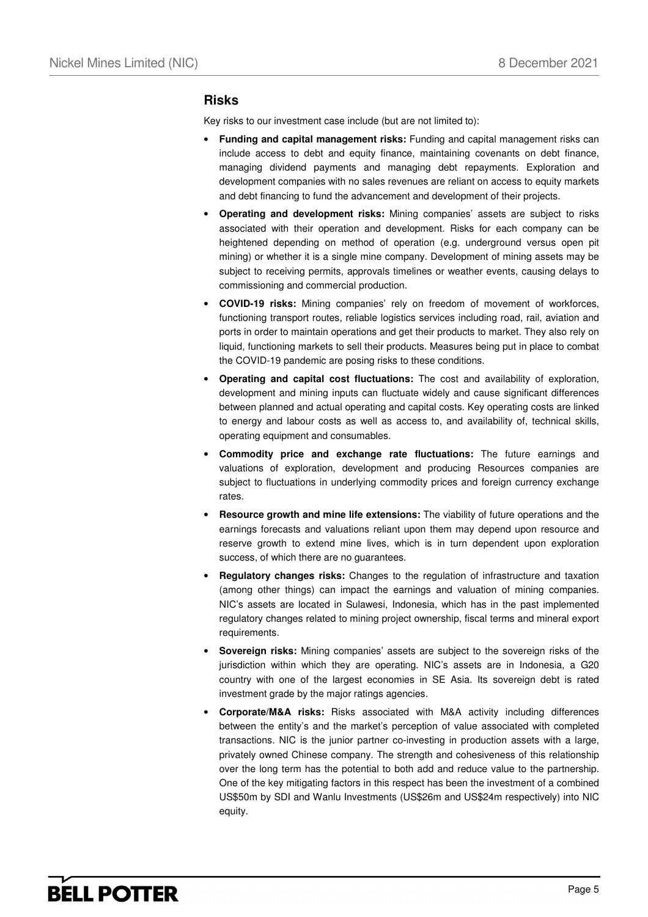## Risks

Key risks to our investment case include (but are not limited to):

- **Funding and capital management risks:** Funding and capital management risks can include access to debt and equity finance, maintaining covenants on debt finance, managing dividend payments and managing debt repayments. Exploration and development companies with no sales revenues are reliant on access to equity markets and debt financing to fund the advancement and development of their projects.
- **Operating and development risks:** Mining companies' assets are subject to risks associated with their operation and development. Risks for each company can be heightened depending on method of operation (e.g. underground versus open pit mining) or whether it is a single mine company. Development of mining assets may be subject to receiving permits, approvals timelines or weather events, causing delays to commissioning and commercial production.
- **COVID-19 risks:** Mining companies' rely on freedom of movement of workforces, functioning transport routes, reliable logistics services including road, rail, aviation and ports in order to maintain operations and get their products to market. They also rely on liquid, functioning markets to sell their products. Measures being put in place to combat the COVID-19 pandemic are posing risks to these conditions.
- **Operating and capital cost fluctuations:** The cost and availability of exploration, development and mining inputs can fluctuate widely and cause significant differences between planned and actual operating and capital costs. Key operating costs are linked to energy and labour costs as well as access to, and availability of, technical skills, operating equipment and consumables.
- **Commodity price and exchange rate fluctuations:** The future earnings and valuations of exploration, development and producing Resources companies are subject to fluctuations in underlying commodity prices and foreign currency exchange rates.
- **Resource growth and mine life extensions:** The viability of future operations and the earnings forecasts and valuations reliant upon them may depend upon resource and reserve growth to extend mine lives, which is in turn dependent upon exploration success, of which there are no guarantees.
- **Regulatory changes risks:** Changes to the regulation of infrastructure and taxation (among other things) can impact the earnings and valuation of mining companies. NIC's assets are located in Sulawesi, Indonesia, which has in the past implemented regulatory changes related to mining project ownership, fiscal terms and mineral export requirements.
- **Sovereign risks:** Mining companies' assets are subject to the sovereign risks of the jurisdiction within which they are operating. NIC's assets are in Indonesia, a G20 country with one of the largest economies in SE Asia. Its sovereign debt is rated investment grade by the major ratings agencies.
- **Corporate/M&A risks:** Risks associated with M&A activity including differences between the entity's and the market's perception of value associated with completed transactions. NIC is the junior partner co-investing in production assets with a large, privately owned Chinese company. The strength and cohesiveness of this relationship over the long term has the potential to both add and reduce value to the partnership. One of the key mitigating factors in this respect has been the investment of a combined US$50m by SDI and Wanlu Investments (US$26m and US$24m respectively) into NIC equity.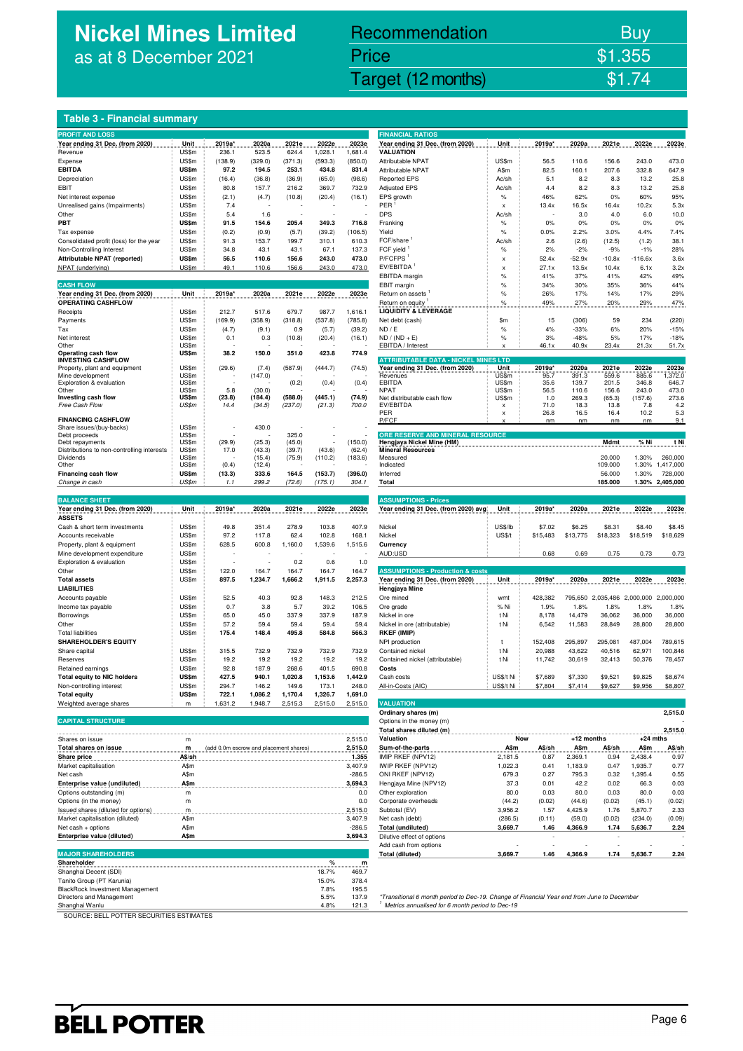# Nickel Mines Limited
as at 8 December 2021

| Recommendation | Buy |
|---|---|
| Price | $1.355 |
| Target (12 months) | $1.74 |

## Table 3 - Financial summary

### PROFIT AND LOSS

| Year ending 31 Dec. (from 2020) | Unit | 2019a* | 2020a | 2021e | 2022e | 2023e |
|---|---|---|---|---|---|---|
| Revenue | US$m | 236.1 | 523.5 | 624.4 | 1,028.1 | 1,681.4 |
| Expense | US$m | (138.9) | (329.0) | (371.3) | (593.3) | (850.0) |
| **EBITDA** | **US$m** | **97.2** | **194.5** | **253.1** | **434.8** | **831.4** |
| Depreciation | US$m | (16.4) | (36.8) | (36.9) | (65.0) | (98.6) |
| EBIT | US$m | 80.8 | 157.7 | 216.2 | 369.7 | 732.9 |
| Net interest expense | US$m | (2.1) | (4.7) | (10.8) | (20.4) | (16.1) |
| Unrealised gains (Impairments) | US$m | 7.4 | - | - | - | - |
| Other | US$m | 5.4 | 1.6 | - | - | - |
| **PBT** | **US$m** | **91.5** | **154.6** | **205.4** | **349.3** | **716.8** |
| Tax expense | US$m | (0.2) | (0.9) | (5.7) | (39.2) | (106.5) |
| Consolidated profit (loss) for the year | US$m | 91.3 | 153.7 | 199.7 | 310.1 | 610.3 |
| Non-Controlling Interest | US$m | 34.8 | 43.1 | 43.1 | 67.1 | 137.3 |
| **Attributable NPAT (reported)** | **US$m** | **56.5** | **110.6** | **156.6** | **243.0** | **473.0** |
| NPAT (underlying) | US$m | 49.1 | 110.6 | 156.6 | 243.0 | 473.0 |

### CASH FLOW

| Year ending 31 Dec. (from 2020) | Unit | 2019a* | 2020a | 2021e | 2022e | 2023e |
|---|---|---|---|---|---|---|
| **OPERATING CASHFLOW** | | | | | | |
| Receipts | US$m | 212.7 | 517.6 | 679.7 | 987.7 | 1,616.1 |
| Payments | US$m | (169.9) | (358.9) | (318.8) | (537.8) | (785.8) |
| Tax | US$m | (4.7) | (9.1) | 0.9 | (5.7) | (39.2) |
| Net interest | US$m | 0.1 | 0.3 | (10.8) | (20.4) | (16.1) |
| Other | US$m | - | - | - | - | - |
| **Operating cash flow** | **US$m** | **38.2** | **150.0** | **351.0** | **423.8** | **774.9** |
| **INVESTING CASHFLOW** | | | | | | |
| Property, plant and equipment | US$m | (29.6) | (7.4) | (587.9) | (444.7) | (74.5) |
| Mine development | US$m | - | (147.0) | - | - | - |
| Exploration & evaluation | US$m | - | - | (0.2) | (0.4) | (0.4) |
| Other | US$m | 5.8 | (30.0) | - | - | - |
| **Investing cash flow** | **US$m** | **(23.8)** | **(184.4)** | **(588.0)** | **(445.1)** | **(74.9)** |
| *Free Cash Flow* | *US$m* | *14.4* | *(34.5)* | *(237.0)* | *(21.3)* | *700.0* |
| **FINANCING CASHFLOW** | | | | | | |
| Share issues/(buy-backs) | US$m | - | 430.0 | - | - | - |
| Debt proceeds | US$m | - | - | 325.0 | - | - |
| Debt repayments | US$m | (29.9) | (25.3) | (45.0) | - | (150.0) |
| Distributions to non-controlling interests | US$m | 17.0 | (43.3) | (39.7) | (43.6) | (62.4) |
| Dividends | US$m | - | (15.4) | (75.9) | (110.2) | (183.6) |
| Other | US$m | (0.4) | (12.4) | - | - | - |
| **Financing cash flow** | **US$m** | **(13.3)** | **333.6** | **164.5** | **(153.7)** | **(396.0)** |
| *Change in cash* | *US$m* | *1.1* | *299.2* | *(72.6)* | *(175.1)* | *304.1* |

### BALANCE SHEET

| Year ending 31 Dec. (from 2020) | Unit | 2019a* | 2020a | 2021e | 2022e | 2023e |
|---|---|---|---|---|---|---|
| **ASSETS** | | | | | | |
| Cash & short term investments | US$m | 49.8 | 351.4 | 278.9 | 103.8 | 407.9 |
| Accounts receivable | US$m | 97.2 | 117.8 | 62.4 | 102.8 | 168.1 |
| Property, plant & equipment | US$m | 628.5 | 600.8 | 1,160.0 | 1,539.6 | 1,515.6 |
| Mine development expenditure | US$m | - | - | - | - | - |
| Exploration & evaluation | US$m | - | - | 0.2 | 0.6 | 1.0 |
| Other | US$m | 122.0 | 164.7 | 164.7 | 164.7 | 164.7 |
| **Total assets** | **US$m** | **897.5** | **1,234.7** | **1,666.2** | **1,911.5** | **2,257.3** |
| **LIABILITIES** | | | | | | |
| Accounts payable | US$m | 52.5 | 40.3 | 92.8 | 148.3 | 212.5 |
| Income tax payable | US$m | 0.7 | 3.8 | 5.7 | 39.2 | 106.5 |
| Borrowings | US$m | 65.0 | 45.0 | 337.9 | 337.9 | 187.9 |
| Other | US$m | 57.2 | 59.4 | 59.4 | 59.4 | 59.4 |
| Total liabilities | US$m | 175.4 | 148.4 | 495.8 | 584.8 | 566.3 |
| **SHAREHOLDER'S EQUITY** | | | | | | |
| Share capital | US$m | 315.5 | 732.9 | 732.9 | 732.9 | 732.9 |
| Reserves | US$m | 19.2 | 19.2 | 19.2 | 19.2 | 19.2 |
| Retained earnings | US$m | 92.8 | 187.9 | 268.6 | 401.5 | 690.8 |
| **Total equity to NIC holders** | **US$m** | **427.5** | **940.1** | **1,020.8** | **1,153.6** | **1,442.9** |
| Non-controlling interest | US$m | 294.7 | 146.2 | 149.6 | 173.1 | 248.0 |
| **Total equity** | **US$m** | **722.1** | **1,086.2** | **1,170.4** | **1,326.7** | **1,691.0** |
| Weighted average shares | m | 1,631.2 | 1,948.7 | 2,515.3 | 2,515.0 | 2,515.0 |

### CAPITAL STRUCTURE

| | | | |
|---|---|---|---|
| Shares on issue | m | | 2,515.0 |
| **Total shares on issue** | **m** | (add 0.0m escrow and placement shares) | **2,515.0** |
| **Share price** | **A$/sh** | | **1.355** |
| Market capitalisation | A$m | | 3,407.9 |
| Net cash | A$m | | -286.5 |
| **Enterprise value (undiluted)** | **A$m** | | **3,694.3** |
| Options outstanding (m) | m | | 0.0 |
| Options (in the money) | m | | 0.0 |
| Issued shares (diluted for options) | m | | 2,515.0 |
| Market capitalisation (diluted) | A$m | | 3,407.9 |
| Net cash + options | A$m | | -286.5 |
| **Enterprise value (diluted)** | **A$m** | | **3,694.3** |

### MAJOR SHAREHOLDERS

| Shareholder | % | m |
|---|---|---|
| Shanghai Decent (SDI) | 18.7% | 469.7 |
| Tanito Group (PT Karunia) | 15.0% | 378.4 |
| BlackRock Investment Management | 7.8% | 195.5 |
| Directors and Management | 5.5% | 137.9 |
| Shanghai Wanlu | 4.8% | 121.3 |

SOURCE: BELL POTTER SECURITIES ESTIMATES

### FINANCIAL RATIOS

| Year ending 31 Dec. (from 2020) | Unit | 2019a* | 2020a | 2021e | 2022e | 2023e |
|---|---|---|---|---|---|---|
| **VALUATION** | | | | | | |
| Attributable NPAT | US$m | 56.5 | 110.6 | 156.6 | 243.0 | 473.0 |
| Attributable NPAT | A$m | 82.5 | 160.1 | 207.6 | 332.8 | 647.9 |
| Reported EPS | Ac/sh | 5.1 | 8.2 | 8.3 | 13.2 | 25.8 |
| Adjusted EPS | Ac/sh | 4.4 | 8.2 | 8.3 | 13.2 | 25.8 |
| EPS growth | % | 46% | 62% | 0% | 60% | 95% |
| PER [1] | x | 13.4x | 16.5x | 16.4x | 10.2x | 5.3x |
| DPS | Ac/sh | - | 3.0 | 4.0 | 6.0 | 10.0 |
| Franking | % | 0% | 0% | 0% | 0% | 0% |
| Yield | % | 0.0% | 2.2% | 3.0% | 4.4% | 7.4% |
| FCF/share [1] | Ac/sh | 2.6 | (2.6) | (12.5) | (1.2) | 38.1 |
| FCF yield [1] | % | 2% | -2% | -9% | -1% | 28% |
| P/FCFPS [1] | x | 52.4x | -52.9x | -10.8x | -116.6x | 3.6x |
| EV/EBITDA [1] | x | 27.1x | 13.5x | 10.4x | 6.1x | 3.2x |
| EBITDA margin | % | 41% | 37% | 41% | 42% | 49% |
| EBIT margin | % | 34% | 30% | 35% | 36% | 44% |
| Return on assets [1] | % | 26% | 17% | 14% | 17% | 29% |
| Return on equity [1] | % | 49% | 27% | 20% | 29% | 47% |
| **LIQUIDITY & LEVERAGE** | | | | | | |
| Net debt (cash) | $m | 15 | (306) | 59 | 234 | (220) |
| ND / E | % | 4% | -33% | 6% | 20% | -15% |
| ND / (ND + E) | % | 3% | -48% | 5% | 17% | -18% |
| EBITDA / Interest | x | 46.1x | 40.9x | 23.4x | 21.3x | 51.7x |

### ATTRIBUTABLE DATA - NICKEL MINES LTD

| Year ending 31 Dec. (from 2020) | Unit | 2019a* | 2020a | 2021e | 2022e | 2023e |
|---|---|---|---|---|---|---|
| Revenues | US$m | 95.7 | 391.3 | 559.6 | 885.6 | 1,372.0 |
| EBITDA | US$m | 35.6 | 139.7 | 201.5 | 346.8 | 646.7 |
| NPAT | US$m | 56.5 | 110.6 | 156.6 | 243.0 | 473.0 |
| Net distributable cash flow | US$m | 1.0 | 269.3 | (65.3) | (157.6) | 273.6 |
| EV/EBITDA | x | 71.0 | 18.3 | 13.8 | 7.8 | 4.2 |
| PER | x | 26.8 | 16.5 | 16.4 | 10.2 | 5.3 |
| P/FCF | x | nm | nm | nm | nm | 9.1 |

### ORE RESERVE AND MINERAL RESOURCE

| Hengjaya Nickel Mine (HM) | Mdmt | % Ni | t Ni |
|---|---|---|---|
| **Mineral Resources** | | | |
| Measured | 20.000 | 1.30% | 260,000 |
| Indicated | 109.000 | 1.30% | 1,417,000 |
| Inferred | 56.000 | 1.30% | 728,000 |
| **Total** | **185.000** | **1.30%** | **2,405,000** |

### ASSUMPTIONS - Prices

| Year ending 31 Dec. (from 2020) avg | Unit | 2019a* | 2020a | 2021e | 2022e | 2023e |
|---|---|---|---|---|---|---|
| Nickel | US$/lb | $7.02 | $6.25 | $8.31 | $8.40 | $8.45 |
| Nickel | US$/t | $15,483 | $13,775 | $18,323 | $18,519 | $18,629 |
| **Currency** | | | | | | |
| AUD:USD | | 0.68 | 0.69 | 0.75 | 0.73 | 0.73 |

### ASSUMPTIONS - Production & costs

| Year ending 31 Dec. (from 2020) | Unit | 2019a* | 2020a | 2021e | 2022e | 2023e |
|---|---|---|---|---|---|---|
| **Hengjaya Mine** | | | | | | |
| Ore mined | wmt | 428,382 | 795,650 | 2,035,486 | 2,000,000 | 2,000,000 |
| Ore grade | % Ni | 1.9% | 1.8% | 1.8% | 1.8% | 1.8% |
| Nickel in ore | t Ni | 8,178 | 14,479 | 36,062 | 36,000 | 36,000 |
| Nickel in ore (attributable) | t Ni | 6,542 | 11,583 | 28,849 | 28,800 | 28,800 |
| **RKEF (IMIP)** | | | | | | |
| NPI production | t | 152,408 | 295,897 | 295,081 | 487,004 | 789,615 |
| Contained nickel | t Ni | 20,988 | 43,622 | 40,516 | 62,971 | 100,846 |
| Contained nickel (attributable) | t Ni | 11,742 | 30,619 | 32,413 | 50,376 | 78,457 |
| **Costs** | | | | | | |
| Cash costs | US$/t Ni | $7,689 | $7,330 | $9,521 | $9,825 | $8,674 |
| All-in-Costs (AIC) | US$/t Ni | $7,804 | $7,414 | $9,627 | $9,956 | $8,807 |

### VALUATION

| | | | | | | |
|---|---|---|---|---|---|---|
| **Ordinary shares (m)** | | | | | | **2,515.0** |
| Options in the money (m) | | | | | | - |
| **Total shares diluted (m)** | | | | | | **2,515.0** |
| **Valuation** | **Now** | | **+12 months** | | **+24 mths** | |
| **Sum-of-the-parts** | **A$m** | **A$/sh** | **A$m** | **A$/sh** | **A$m** | **A$/sh** |
| IMIP RKEF (NPV12) | 2,181.5 | 0.87 | 2,369.1 | 0.94 | 2,438.4 | 0.97 |
| IWIP RKEF (NPV12) | 1,022.3 | 0.41 | 1,183.9 | 0.47 | 1,935.7 | 0.77 |
| ONI RKEF (NPV12) | 679.3 | 0.27 | 795.3 | 0.32 | 1,395.4 | 0.55 |
| Hengjaya Mine (NPV12) | 37.3 | 0.01 | 42.2 | 0.02 | 66.3 | 0.03 |
| Other exploration | 80.0 | 0.03 | 80.0 | 0.03 | 80.0 | 0.03 |
| Corporate overheads | (44.2) | (0.02) | (44.6) | (0.02) | (45.1) | (0.02) |
| Subtotal (EV) | 3,956.2 | 1.57 | 4,425.9 | 1.76 | 5,870.7 | 2.33 |
| Net cash (debt) | (286.5) | (0.11) | (59.0) | (0.02) | (234.0) | (0.09) |
| **Total (undiluted)** | **3,669.7** | **1.46** | **4,366.9** | **1.74** | **5,636.7** | **2.24** |
| Dilutive effect of options | | - | | - | | - |
| Add cash from options | | - | | - | | - |
| **Total (diluted)** | **3,669.7** | **1.46** | **4,366.9** | **1.74** | **5,636.7** | **2.24** |

*Transitional 6 month period to Dec-19. Change of Financial Year end from June to December

[1] Metrics annualised for 6 month period to Dec-19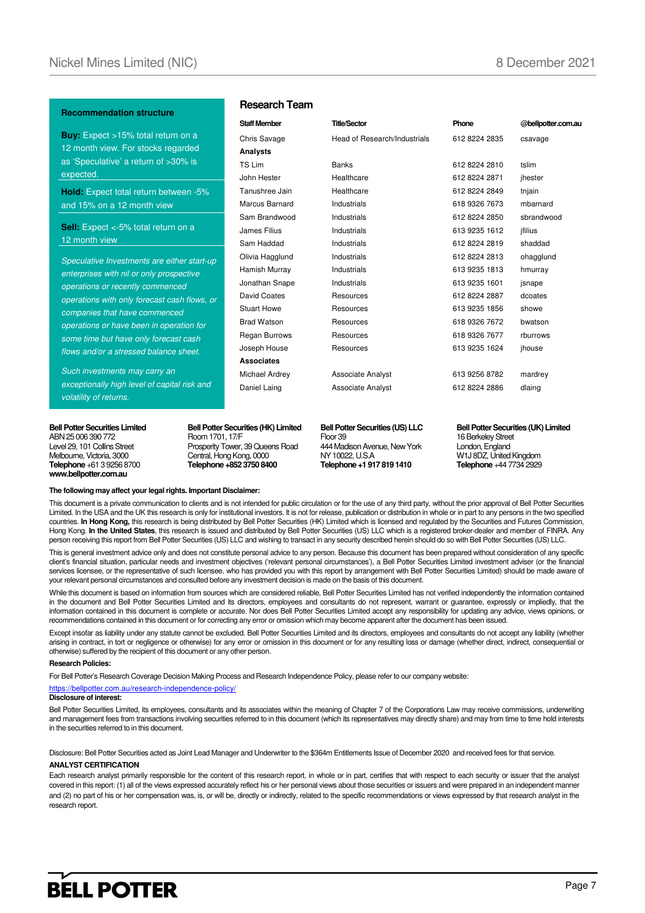### Recommendation structure

**Buy:** Expect >15% total return on a 12 month view. For stocks regarded as 'Speculative' a return of >30% is expected.

**Hold:** Expect total return between -5% and 15% on a 12 month view

**Sell:** Expect <-5% total return on a 12 month view

*Speculative Investments are either start-up enterprises with nil or only prospective operations or recently commenced operations with only forecast cash flows, or companies that have commenced operations or have been in operation for some time but have only forecast cash flows and/or a stressed balance sheet.*

*Such investments may carry an exceptionally high level of capital risk and volatility of returns.*

## Research Team

| Staff Member | Title/Sector | Phone | @bellpotter.com.au |
|---|---|---|---|
| Chris Savage | Head of Research/Industrials | 612 8224 2835 | csavage |
| **Analysts** | | | |
| TS Lim | Banks | 612 8224 2810 | tslim |
| John Hester | Healthcare | 612 8224 2871 | jhester |
| Tanushree Jain | Healthcare | 612 8224 2849 | tnjain |
| Marcus Barnard | Industrials | 618 9326 7673 | mbarnard |
| Sam Brandwood | Industrials | 612 8224 2850 | sbrandwood |
| James Filius | Industrials | 613 9235 1612 | jfilius |
| Sam Haddad | Industrials | 612 8224 2819 | shaddad |
| Olivia Hagglund | Industrials | 612 8224 2813 | ohagglund |
| Hamish Murray | Industrials | 613 9235 1813 | hmurray |
| Jonathan Snape | Industrials | 613 9235 1601 | jsnape |
| David Coates | Resources | 612 8224 2887 | dcoates |
| Stuart Howe | Resources | 613 9235 1856 | showe |
| Brad Watson | Resources | 618 9326 7672 | bwatson |
| Regan Burrows | Resources | 618 9326 7677 | rburrows |
| Joseph House | Resources | 613 9235 1624 | jhouse |
| **Associates** | | | |
| Michael Ardrey | Associate Analyst | 613 9256 8782 | mardrey |
| Daniel Laing | Associate Analyst | 612 8224 2886 | dlaing |

**Bell Potter Securities Limited**
ABN 25 006 390 772
Level 29, 101 Collins Street
Melbourne, Victoria, 3000
**Telephone** +61 3 9256 8700
**www.bellpotter.com.au**

**Bell Potter Securities (HK) Limited**
Room 1701, 17/F
Prosperity Tower, 39 Queens Road
Central, Hong Kong, 0000
**Telephone +852 3750 8400**

**Bell Potter Securities (US) LLC**
Floor 39
444 Madison Avenue, New York
NY 10022, U.S.A
**Telephone +1 917 819 1410**

**Bell Potter Securities (UK) Limited**
16 Berkeley Street
London, England
W1J 8DZ, United Kingdom
**Telephone** +44 7734 2929

**The following may affect your legal rights. Important Disclaimer:**

This document is a private communication to clients and is not intended for public circulation or for the use of any third party, without the prior approval of Bell Potter Securities Limited. In the USA and the UK this research is only for institutional investors. It is not for release, publication or distribution in whole or in part to any persons in the two specified countries. **In Hong Kong,** this research is being distributed by Bell Potter Securities (HK) Limited which is licensed and regulated by the Securities and Futures Commission, Hong Kong. **In the United States**, this research is issued and distributed by Bell Potter Securities (US) LLC which is a registered broker-dealer and member of FINRA. Any person receiving this report from Bell Potter Securities (US) LLC and wishing to transact in any security described herein should do so with Bell Potter Securities (US) LLC.

This is general investment advice only and does not constitute personal advice to any person. Because this document has been prepared without consideration of any specific client's financial situation, particular needs and investment objectives ('relevant personal circumstances'), a Bell Potter Securities Limited investment adviser (or the financial services licensee, or the representative of such licensee, who has provided you with this report by arrangement with Bell Potter Securities Limited) should be made aware of your relevant personal circumstances and consulted before any investment decision is made on the basis of this document.

While this document is based on information from sources which are considered reliable, Bell Potter Securities Limited has not verified independently the information contained in the document and Bell Potter Securities Limited and its directors, employees and consultants do not represent, warrant or guarantee, expressly or impliedly, that the information contained in this document is complete or accurate. Nor does Bell Potter Securities Limited accept any responsibility for updating any advice, views opinions, or recommendations contained in this document or for correcting any error or omission which may become apparent after the document has been issued.

Except insofar as liability under any statute cannot be excluded. Bell Potter Securities Limited and its directors, employees and consultants do not accept any liability (whether arising in contract, in tort or negligence or otherwise) for any error or omission in this document or for any resulting loss or damage (whether direct, indirect, consequential or otherwise) suffered by the recipient of this document or any other person.

**Research Policies:**

For Bell Potter's Research Coverage Decision Making Process and Research Independence Policy, please refer to our company website:

https://bellpotter.com.au/research-independence-policy/

**Disclosure of interest:**

Bell Potter Securities Limited, its employees, consultants and its associates within the meaning of Chapter 7 of the Corporations Law may receive commissions, underwriting and management fees from transactions involving securities referred to in this document (which its representatives may directly share) and may from time to time hold interests in the securities referred to in this document.

Disclosure: Bell Potter Securities acted as Joint Lead Manager and Underwriter to the $364m Entitlements Issue of December 2020 and received fees for that service.

**ANALYST CERTIFICATION**

Each research analyst primarily responsible for the content of this research report, in whole or in part, certifies that with respect to each security or issuer that the analyst covered in this report: (1) all of the views expressed accurately reflect his or her personal views about those securities or issuers and were prepared in an independent manner and (2) no part of his or her compensation was, is, or will be, directly or indirectly, related to the specific recommendations or views expressed by that research analyst in the research report.